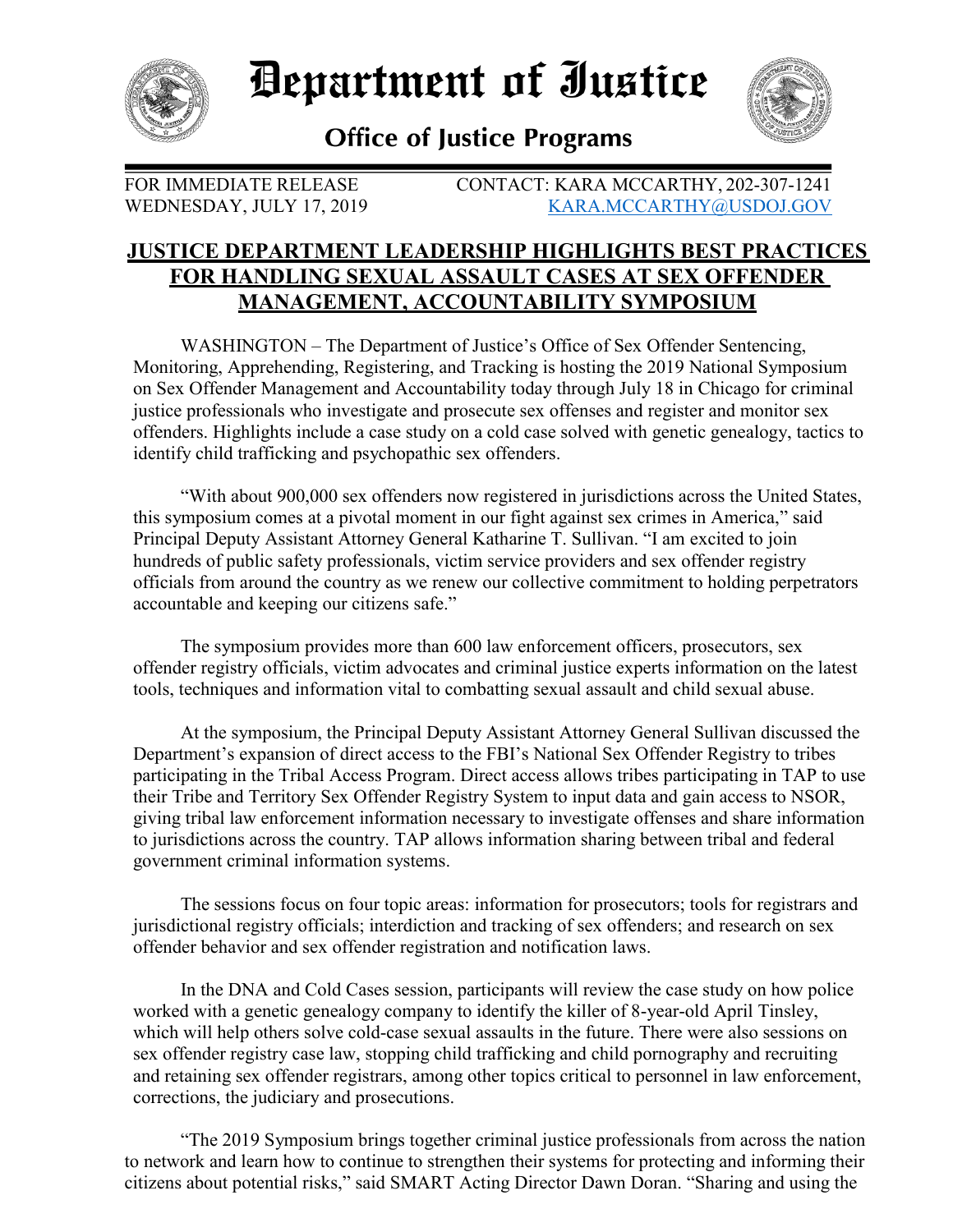# Department of Justice

## Office of Justice Programs

FOR IMMEDIATE RELEASE
WEDNESDAY, JULY 17, 2019

CONTACT: KARA MCCARTHY, 202-307-1241
KARA.MCCARTHY@USDOJ.GOV

## JUSTICE DEPARTMENT LEADERSHIP HIGHLIGHTS BEST PRACTICES FOR HANDLING SEXUAL ASSAULT CASES AT SEX OFFENDER MANAGEMENT, ACCOUNTABILITY SYMPOSIUM

WASHINGTON – The Department of Justice's Office of Sex Offender Sentencing, Monitoring, Apprehending, Registering, and Tracking is hosting the 2019 National Symposium on Sex Offender Management and Accountability today through July 18 in Chicago for criminal justice professionals who investigate and prosecute sex offenses and register and monitor sex offenders. Highlights include a case study on a cold case solved with genetic genealogy, tactics to identify child trafficking and psychopathic sex offenders.

"With about 900,000 sex offenders now registered in jurisdictions across the United States, this symposium comes at a pivotal moment in our fight against sex crimes in America," said Principal Deputy Assistant Attorney General Katharine T. Sullivan. "I am excited to join hundreds of public safety professionals, victim service providers and sex offender registry officials from around the country as we renew our collective commitment to holding perpetrators accountable and keeping our citizens safe."

The symposium provides more than 600 law enforcement officers, prosecutors, sex offender registry officials, victim advocates and criminal justice experts information on the latest tools, techniques and information vital to combatting sexual assault and child sexual abuse.

At the symposium, the Principal Deputy Assistant Attorney General Sullivan discussed the Department's expansion of direct access to the FBI's National Sex Offender Registry to tribes participating in the Tribal Access Program. Direct access allows tribes participating in TAP to use their Tribe and Territory Sex Offender Registry System to input data and gain access to NSOR, giving tribal law enforcement information necessary to investigate offenses and share information to jurisdictions across the country. TAP allows information sharing between tribal and federal government criminal information systems.

The sessions focus on four topic areas: information for prosecutors; tools for registrars and jurisdictional registry officials; interdiction and tracking of sex offenders; and research on sex offender behavior and sex offender registration and notification laws.

In the DNA and Cold Cases session, participants will review the case study on how police worked with a genetic genealogy company to identify the killer of 8-year-old April Tinsley, which will help others solve cold-case sexual assaults in the future. There were also sessions on sex offender registry case law, stopping child trafficking and child pornography and recruiting and retaining sex offender registrars, among other topics critical to personnel in law enforcement, corrections, the judiciary and prosecutions.

"The 2019 Symposium brings together criminal justice professionals from across the nation to network and learn how to continue to strengthen their systems for protecting and informing their citizens about potential risks," said SMART Acting Director Dawn Doran. "Sharing and using the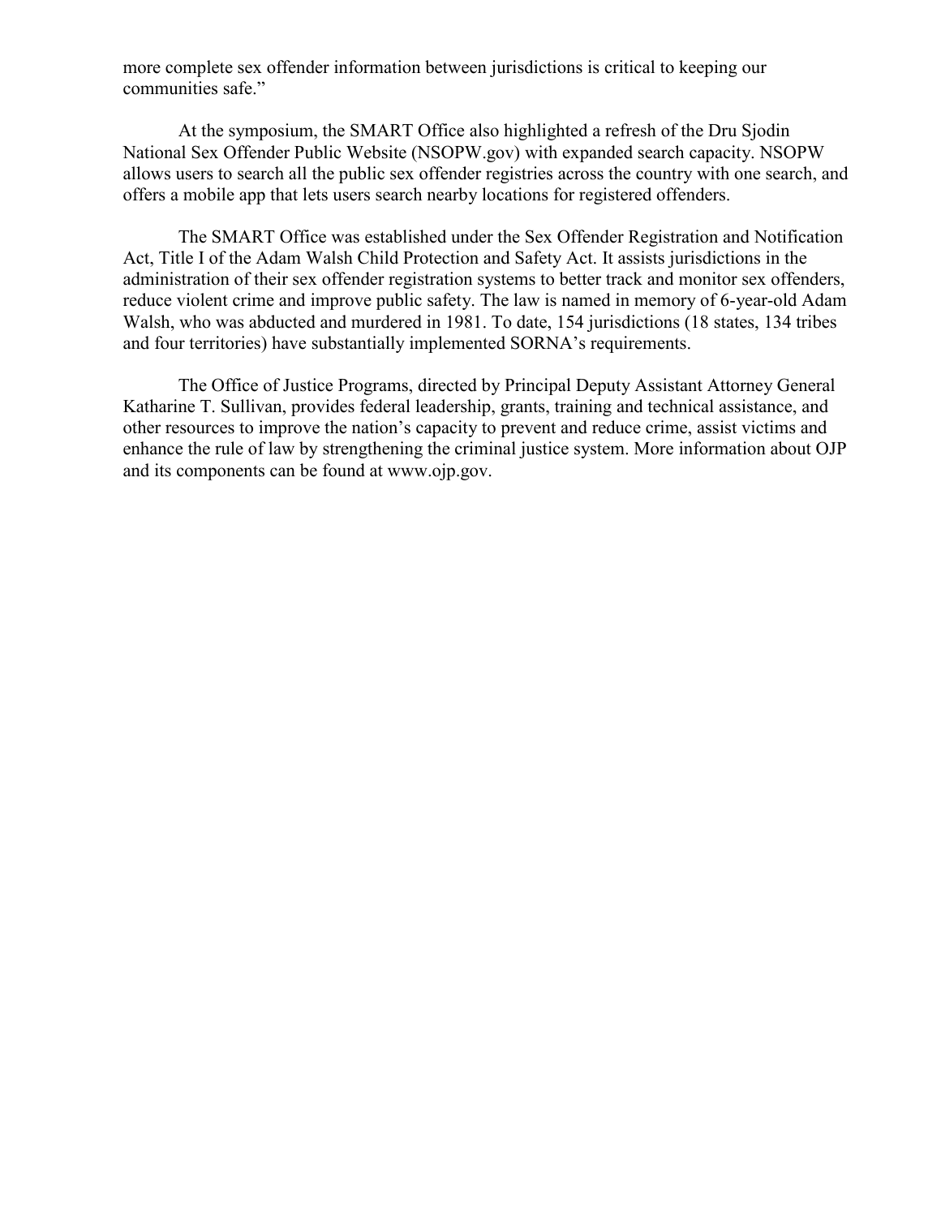more complete sex offender information between jurisdictions is critical to keeping our communities safe."

At the symposium, the SMART Office also highlighted a refresh of the Dru Sjodin National Sex Offender Public Website (NSOPW.gov) with expanded search capacity. NSOPW allows users to search all the public sex offender registries across the country with one search, and offers a mobile app that lets users search nearby locations for registered offenders.

The SMART Office was established under the Sex Offender Registration and Notification Act, Title I of the Adam Walsh Child Protection and Safety Act. It assists jurisdictions in the administration of their sex offender registration systems to better track and monitor sex offenders, reduce violent crime and improve public safety. The law is named in memory of 6-year-old Adam Walsh, who was abducted and murdered in 1981. To date, 154 jurisdictions (18 states, 134 tribes and four territories) have substantially implemented SORNA's requirements.

The Office of Justice Programs, directed by Principal Deputy Assistant Attorney General Katharine T. Sullivan, provides federal leadership, grants, training and technical assistance, and other resources to improve the nation's capacity to prevent and reduce crime, assist victims and enhance the rule of law by strengthening the criminal justice system. More information about OJP and its components can be found at www.ojp.gov.